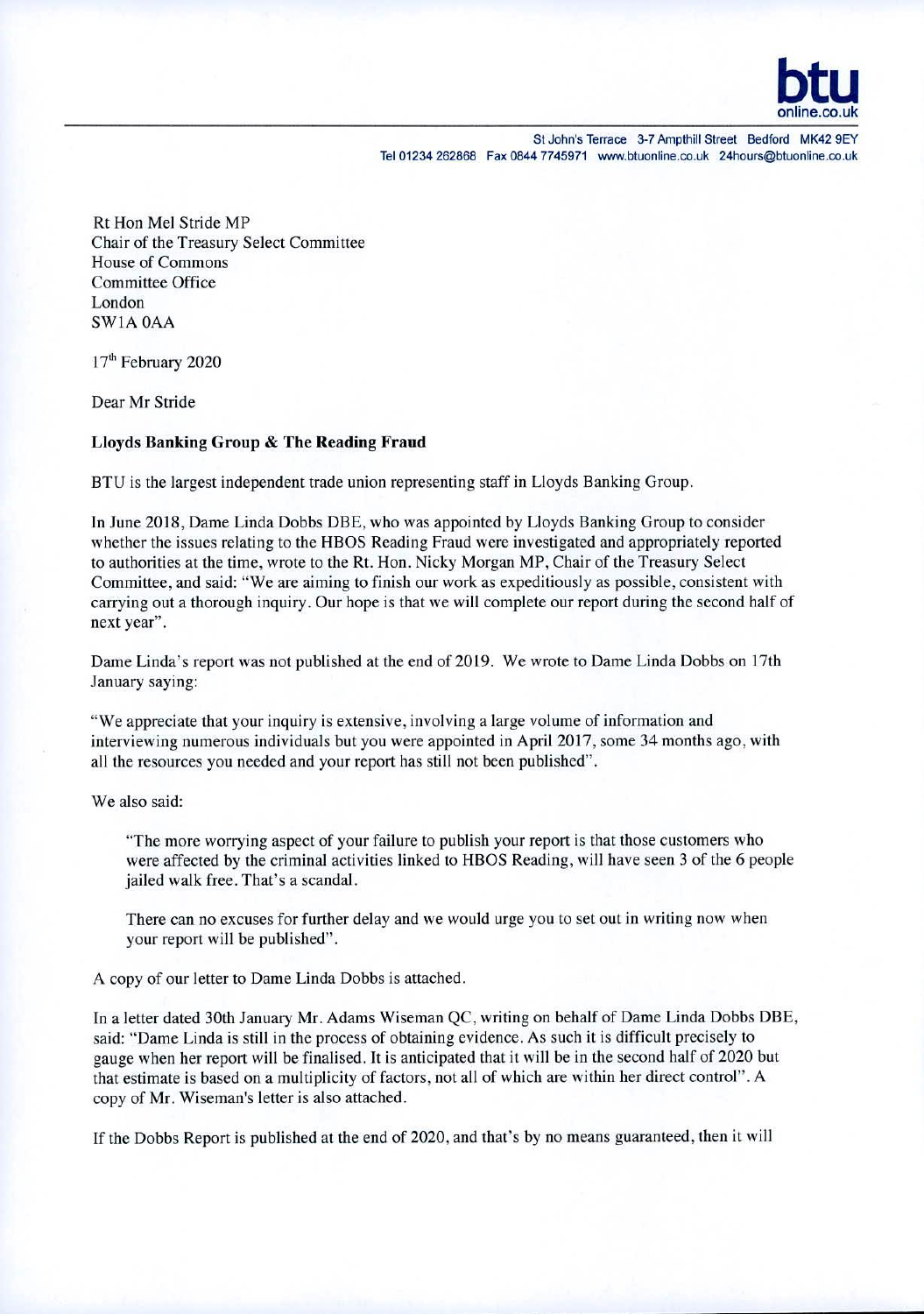btu
online.co.uk

St John's Terrace 3-7 Ampthill Street Bedford MK42 9EY
Tel 01234 262868 Fax 0844 7745971 www.btuonline.co.uk 24hours@btuonline.co.uk

Rt Hon Mel Stride MP
Chair of the Treasury Select Committee
House of Commons
Committee Office
London
SW1A 0AA

17th February 2020

Dear Mr Stride

**Lloyds Banking Group & The Reading Fraud**

BTU is the largest independent trade union representing staff in Lloyds Banking Group.

In June 2018, Dame Linda Dobbs DBE, who was appointed by Lloyds Banking Group to consider whether the issues relating to the HBOS Reading Fraud were investigated and appropriately reported to authorities at the time, wrote to the Rt. Hon. Nicky Morgan MP, Chair of the Treasury Select Committee, and said: "We are aiming to finish our work as expeditiously as possible, consistent with carrying out a thorough inquiry. Our hope is that we will complete our report during the second half of next year".

Dame Linda's report was not published at the end of 2019. We wrote to Dame Linda Dobbs on 17th January saying:

"We appreciate that your inquiry is extensive, involving a large volume of information and interviewing numerous individuals but you were appointed in April 2017, some 34 months ago, with all the resources you needed and your report has still not been published".

We also said:

> "The more worrying aspect of your failure to publish your report is that those customers who were affected by the criminal activities linked to HBOS Reading, will have seen 3 of the 6 people jailed walk free. That's a scandal.
>
> There can no excuses for further delay and we would urge you to set out in writing now when your report will be published".

A copy of our letter to Dame Linda Dobbs is attached.

In a letter dated 30th January Mr. Adams Wiseman QC, writing on behalf of Dame Linda Dobbs DBE, said: "Dame Linda is still in the process of obtaining evidence. As such it is difficult precisely to gauge when her report will be finalised. It is anticipated that it will be in the second half of 2020 but that estimate is based on a multiplicity of factors, not all of which are within her direct control". A copy of Mr. Wiseman's letter is also attached.

If the Dobbs Report is published at the end of 2020, and that's by no means guaranteed, then it will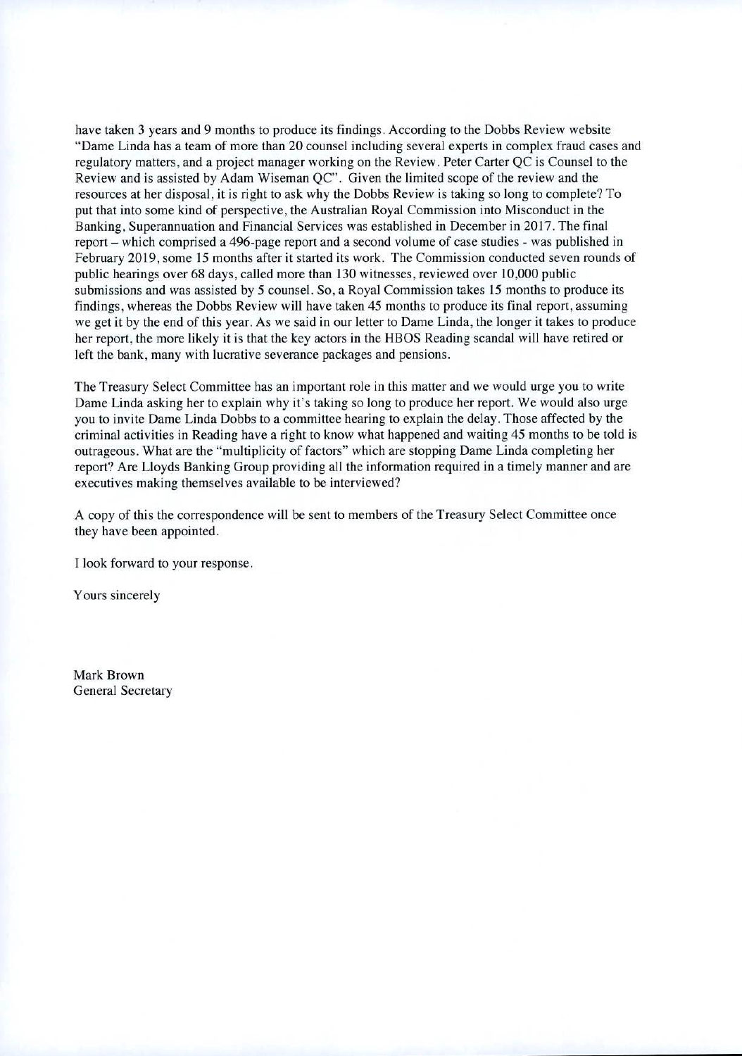have taken 3 years and 9 months to produce its findings. According to the Dobbs Review website "Dame Linda has a team of more than 20 counsel including several experts in complex fraud cases and regulatory matters, and a project manager working on the Review. Peter Carter QC is Counsel to the Review and is assisted by Adam Wiseman QC". Given the limited scope of the review and the resources at her disposal, it is right to ask why the Dobbs Review is taking so long to complete? To put that into some kind of perspective, the Australian Royal Commission into Misconduct in the Banking, Superannuation and Financial Services was established in December in 2017. The final report – which comprised a 496-page report and a second volume of case studies - was published in February 2019, some 15 months after it started its work. The Commission conducted seven rounds of public hearings over 68 days, called more than 130 witnesses, reviewed over 10,000 public submissions and was assisted by 5 counsel. So, a Royal Commission takes 15 months to produce its findings, whereas the Dobbs Review will have taken 45 months to produce its final report, assuming we get it by the end of this year. As we said in our letter to Dame Linda, the longer it takes to produce her report, the more likely it is that the key actors in the HBOS Reading scandal will have retired or left the bank, many with lucrative severance packages and pensions.

The Treasury Select Committee has an important role in this matter and we would urge you to write Dame Linda asking her to explain why it's taking so long to produce her report. We would also urge you to invite Dame Linda Dobbs to a committee hearing to explain the delay. Those affected by the criminal activities in Reading have a right to know what happened and waiting 45 months to be told is outrageous. What are the "multiplicity of factors" which are stopping Dame Linda completing her report? Are Lloyds Banking Group providing all the information required in a timely manner and are executives making themselves available to be interviewed?

A copy of this the correspondence will be sent to members of the Treasury Select Committee once they have been appointed.

I look forward to your response.

Yours sincerely

Mark Brown
General Secretary